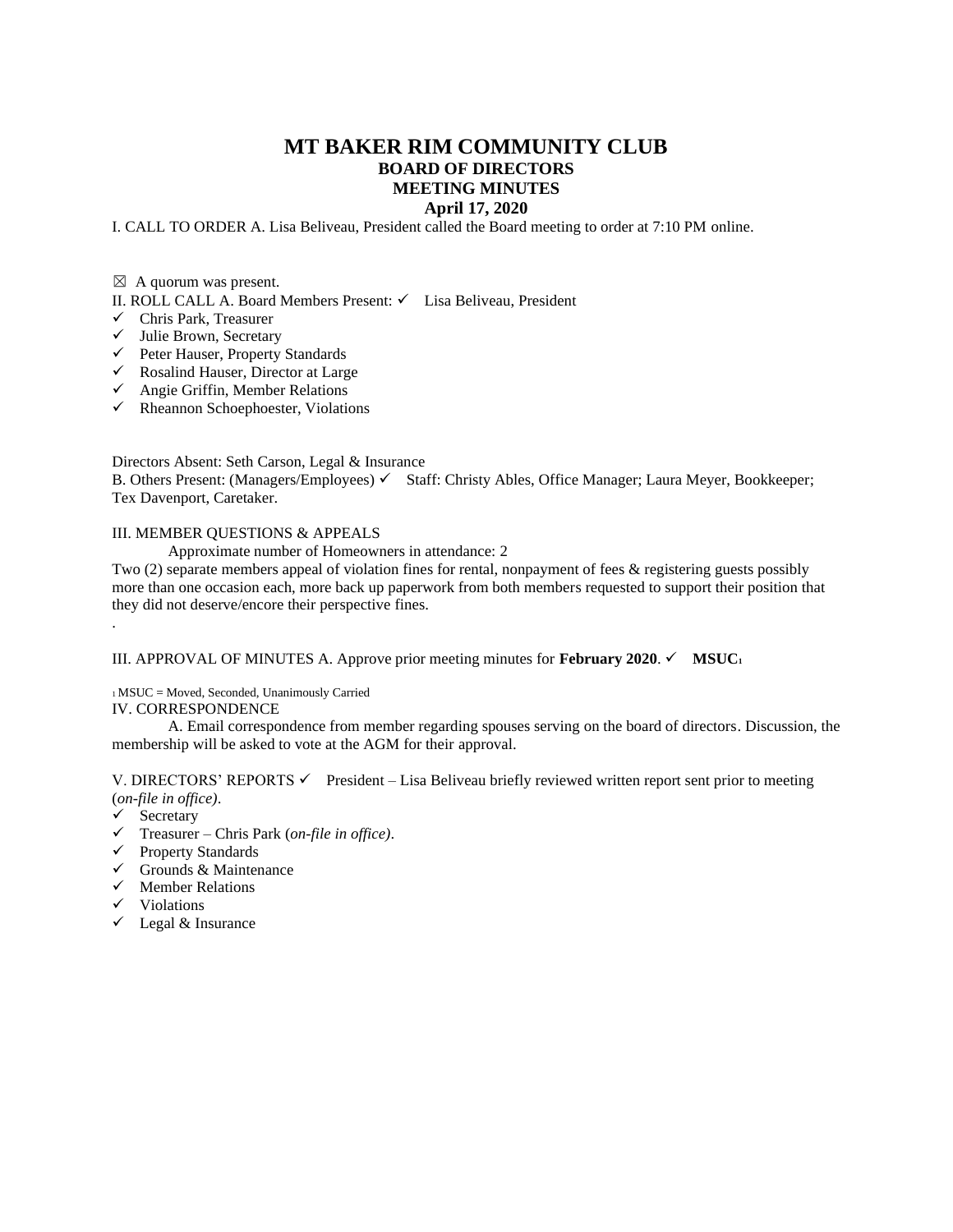# MT BAKER RIM COMMUNITY CLUB

## BOARD OF DIRECTORS

## MEETING MINUTES

**April 17, 2020**

I. CALL TO ORDER A. Lisa Beliveau, President called the Board meeting to order at 7:10 PM online.

☒ A quorum was present.

II. ROLL CALL A. Board Members Present: ✓ Lisa Beliveau, President

- ✓ Chris Park, Treasurer
- ✓ Julie Brown, Secretary
- ✓ Peter Hauser, Property Standards
- ✓ Rosalind Hauser, Director at Large
- ✓ Angie Griffin, Member Relations
- ✓ Rheannon Schoephoester, Violations

Directors Absent: Seth Carson, Legal & Insurance

B. Others Present: (Managers/Employees) ✓ Staff: Christy Ables, Office Manager; Laura Meyer, Bookkeeper; Tex Davenport, Caretaker.

III. MEMBER QUESTIONS & APPEALS

Approximate number of Homeowners in attendance: 2

Two (2) separate members appeal of violation fines for rental, nonpayment of fees & registering guests possibly more than one occasion each, more back up paperwork from both members requested to support their position that they did not deserve/encore their perspective fines.

.

III. APPROVAL OF MINUTES A. Approve prior meeting minutes for **February 2020**. ✓ **MSUC**[1]

[1] MSUC = Moved, Seconded, Unanimously Carried

IV. CORRESPONDENCE

A. Email correspondence from member regarding spouses serving on the board of directors. Discussion, the membership will be asked to vote at the AGM for their approval.

V. DIRECTORS' REPORTS ✓ President – Lisa Beliveau briefly reviewed written report sent prior to meeting (*on-file in office)*.

- ✓ Secretary
- ✓ Treasurer – Chris Park (*on-file in office)*.
- ✓ Property Standards
- ✓ Grounds & Maintenance
- ✓ Member Relations
- ✓ Violations
- ✓ Legal & Insurance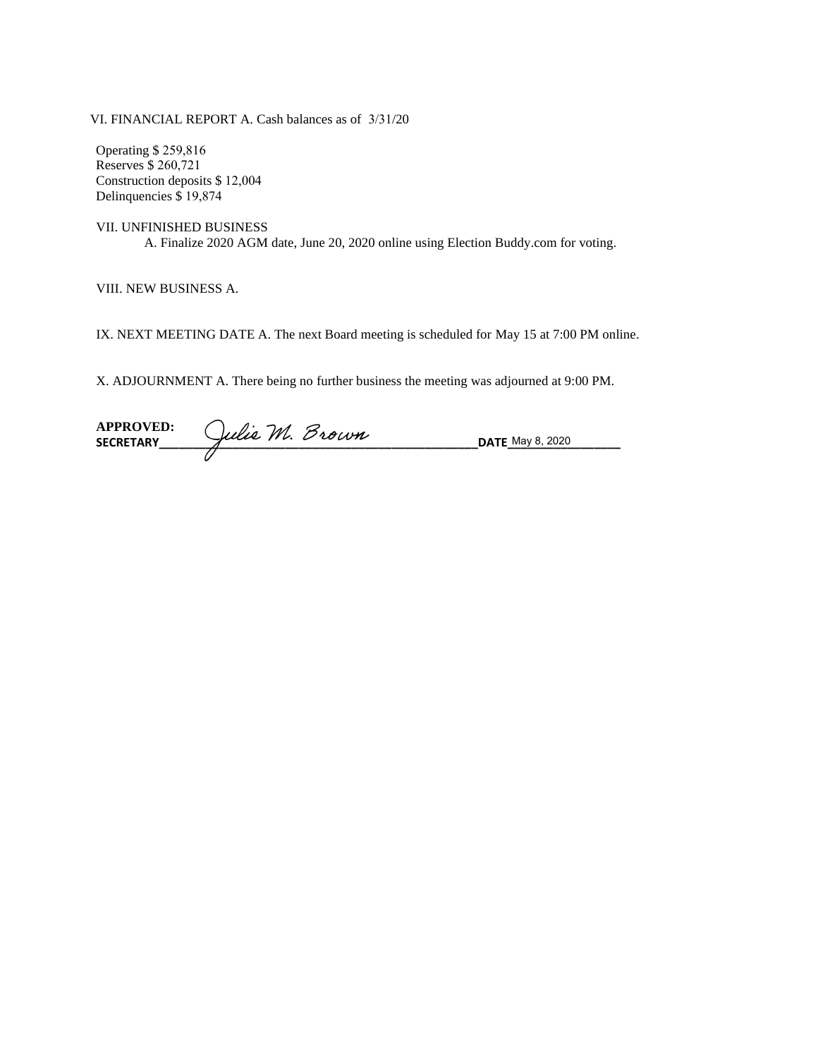VI. FINANCIAL REPORT A. Cash balances as of 3/31/20

Operating $ 259,816
Reserves $ 260,721
Construction deposits $ 12,004
Delinquencies $ 19,874

VII. UNFINISHED BUSINESS

A. Finalize 2020 AGM date, June 20, 2020 online using Election Buddy.com for voting.

VIII. NEW BUSINESS A.

IX. NEXT MEETING DATE A. The next Board meeting is scheduled for May 15 at 7:00 PM online.

X. ADJOURNMENT A. There being no further business the meeting was adjourned at 9:00 PM.

**APPROVED:**
**SECRETARY** Julie M. Brown **DATE** May 8, 2020